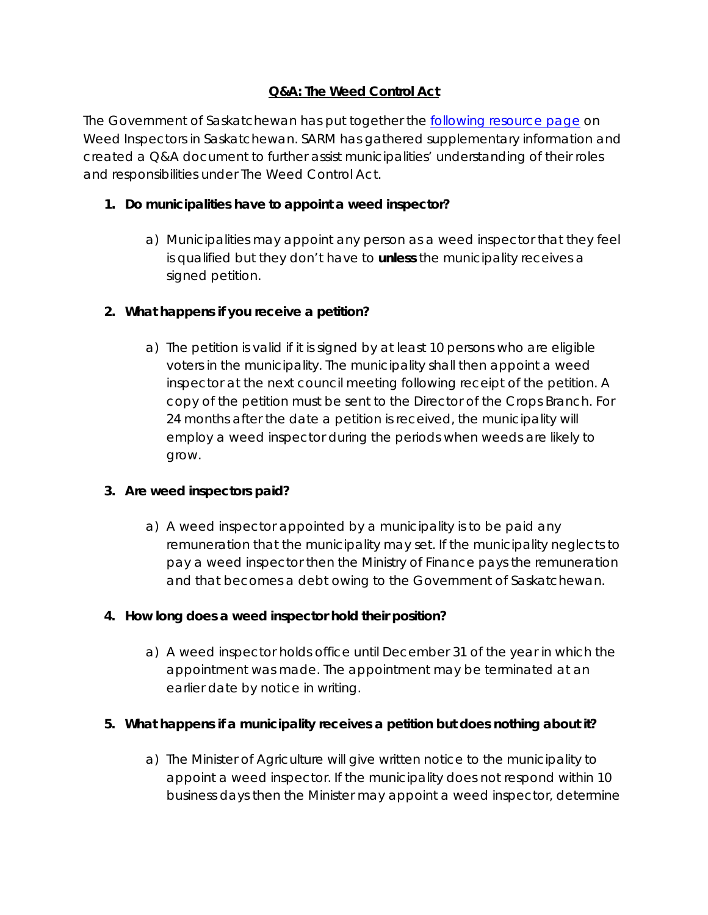# Q&A: The Weed Control Act

The Government of Saskatchewan has put together the [following resource page](#) on Weed Inspectors in Saskatchewan. SARM has gathered supplementary information and created a Q&A document to further assist municipalities' understanding of their roles and responsibilities under The Weed Control Act.

1. **Do municipalities have to appoint a weed inspector?**

   a) Municipalities may appoint any person as a weed inspector that they feel is qualified but they don't have to **unless** the municipality receives a signed petition.

2. **What happens if you receive a petition?**

   a) The petition is valid if it is signed by at least 10 persons who are eligible voters in the municipality. The municipality shall then appoint a weed inspector at the next council meeting following receipt of the petition. A copy of the petition must be sent to the Director of the Crops Branch. For 24 months after the date a petition is received, the municipality will employ a weed inspector during the periods when weeds are likely to grow.

3. **Are weed inspectors paid?**

   a) A weed inspector appointed by a municipality is to be paid any remuneration that the municipality may set. If the municipality neglects to pay a weed inspector then the Ministry of Finance pays the remuneration and that becomes a debt owing to the Government of Saskatchewan.

4. **How long does a weed inspector hold their position?**

   a) A weed inspector holds office until December 31 of the year in which the appointment was made. The appointment may be terminated at an earlier date by notice in writing.

5. **What happens if a municipality receives a petition but does nothing about it?**

   a) The Minister of Agriculture will give written notice to the municipality to appoint a weed inspector. If the municipality does not respond within 10 business days then the Minister may appoint a weed inspector, determine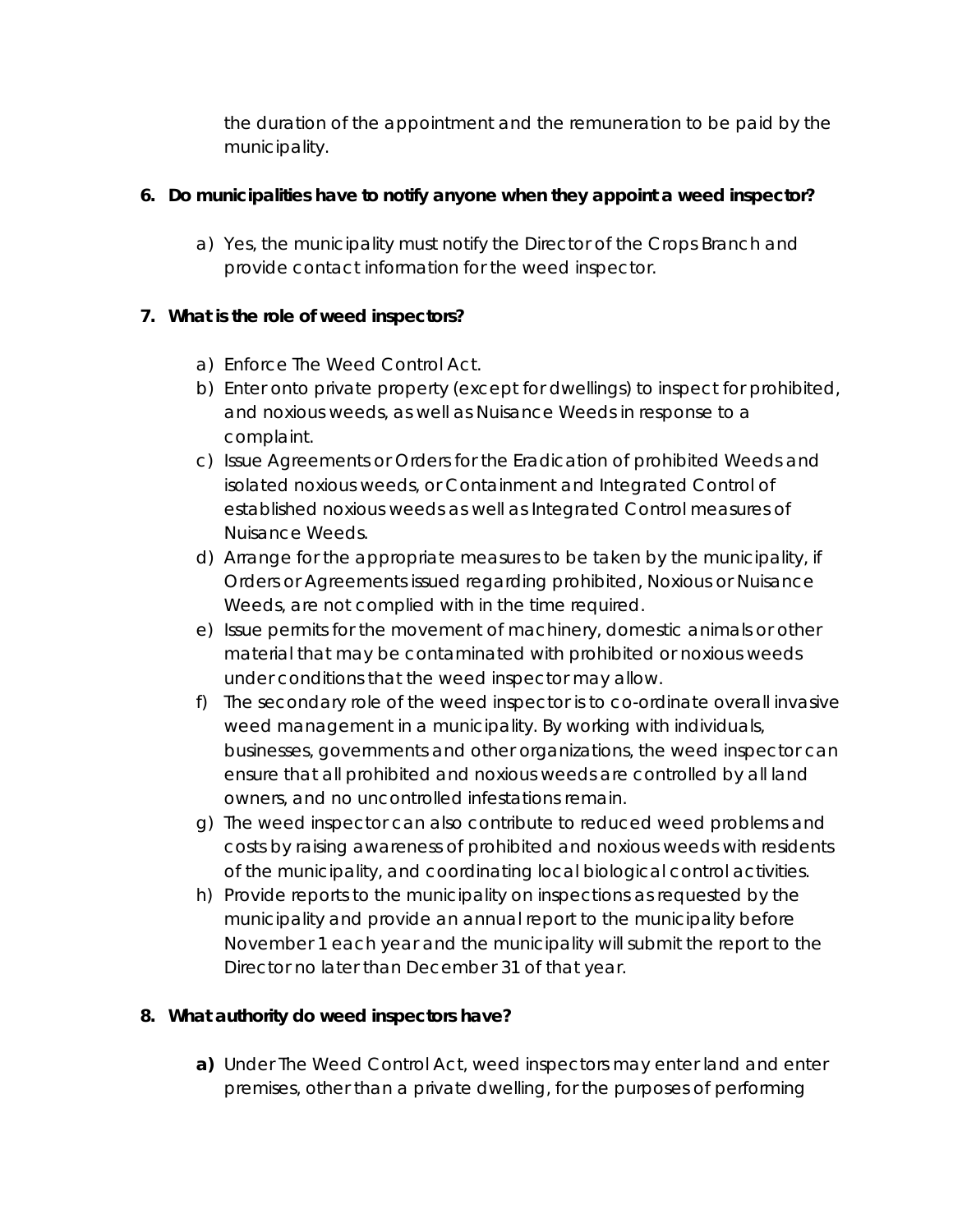the duration of the appointment and the remuneration to be paid by the municipality.

**6. Do municipalities have to notify anyone when they appoint a weed inspector?**

a) Yes, the municipality must notify the Director of the Crops Branch and provide contact information for the weed inspector.

**7. What is the role of weed inspectors?**

a) Enforce The Weed Control Act.
b) Enter onto private property (except for dwellings) to inspect for prohibited, and noxious weeds, as well as Nuisance Weeds in response to a complaint.
c) Issue Agreements or Orders for the Eradication of prohibited Weeds and isolated noxious weeds, or Containment and Integrated Control of established noxious weeds as well as Integrated Control measures of Nuisance Weeds.
d) Arrange for the appropriate measures to be taken by the municipality, if Orders or Agreements issued regarding prohibited, Noxious or Nuisance Weeds, are not complied with in the time required.
e) Issue permits for the movement of machinery, domestic animals or other material that may be contaminated with prohibited or noxious weeds under conditions that the weed inspector may allow.
f) The secondary role of the weed inspector is to co-ordinate overall invasive weed management in a municipality. By working with individuals, businesses, governments and other organizations, the weed inspector can ensure that all prohibited and noxious weeds are controlled by all land owners, and no uncontrolled infestations remain.
g) The weed inspector can also contribute to reduced weed problems and costs by raising awareness of prohibited and noxious weeds with residents of the municipality, and coordinating local biological control activities.
h) Provide reports to the municipality on inspections as requested by the municipality and provide an annual report to the municipality before November 1 each year and the municipality will submit the report to the Director no later than December 31 of that year.

**8. What authority do weed inspectors have?**

**a)** Under The Weed Control Act, weed inspectors may enter land and enter premises, other than a private dwelling, for the purposes of performing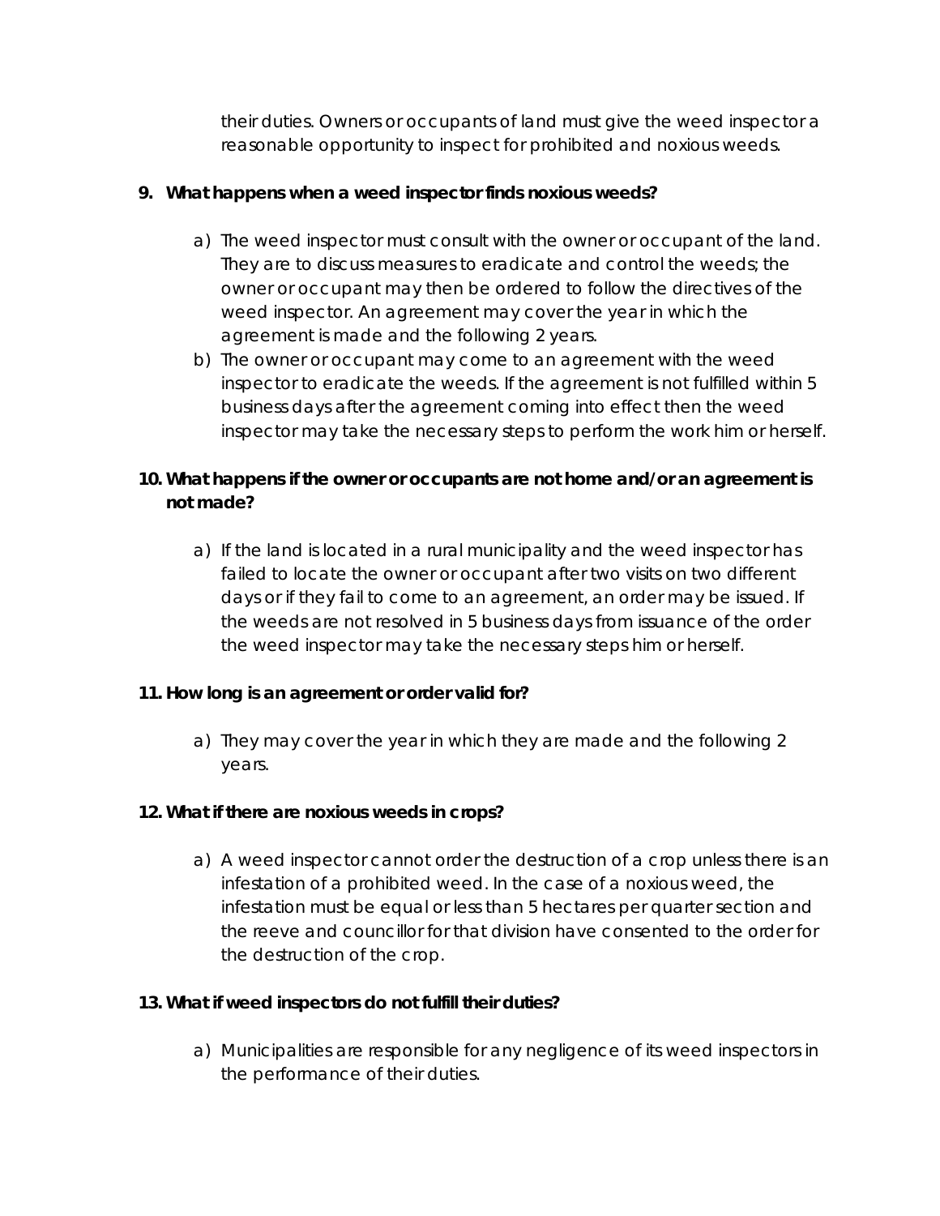their duties. Owners or occupants of land must give the weed inspector a reasonable opportunity to inspect for prohibited and noxious weeds.

**9. What happens when a weed inspector finds noxious weeds?**

a) The weed inspector must consult with the owner or occupant of the land. They are to discuss measures to eradicate and control the weeds; the owner or occupant may then be ordered to follow the directives of the weed inspector. An agreement may cover the year in which the agreement is made and the following 2 years.

b) The owner or occupant may come to an agreement with the weed inspector to eradicate the weeds. If the agreement is not fulfilled within 5 business days after the agreement coming into effect then the weed inspector may take the necessary steps to perform the work him or herself.

**10. What happens if the owner or occupants are not home and/or an agreement is not made?**

a) If the land is located in a rural municipality and the weed inspector has failed to locate the owner or occupant after two visits on two different days or if they fail to come to an agreement, an order may be issued. If the weeds are not resolved in 5 business days from issuance of the order the weed inspector may take the necessary steps him or herself.

**11. How long is an agreement or order valid for?**

a) They may cover the year in which they are made and the following 2 years.

**12. What if there are noxious weeds in crops?**

a) A weed inspector cannot order the destruction of a crop unless there is an infestation of a prohibited weed. In the case of a noxious weed, the infestation must be equal or less than 5 hectares per quarter section and the reeve and councillor for that division have consented to the order for the destruction of the crop.

**13. What if weed inspectors do not fulfill their duties?**

a) Municipalities are responsible for any negligence of its weed inspectors in the performance of their duties.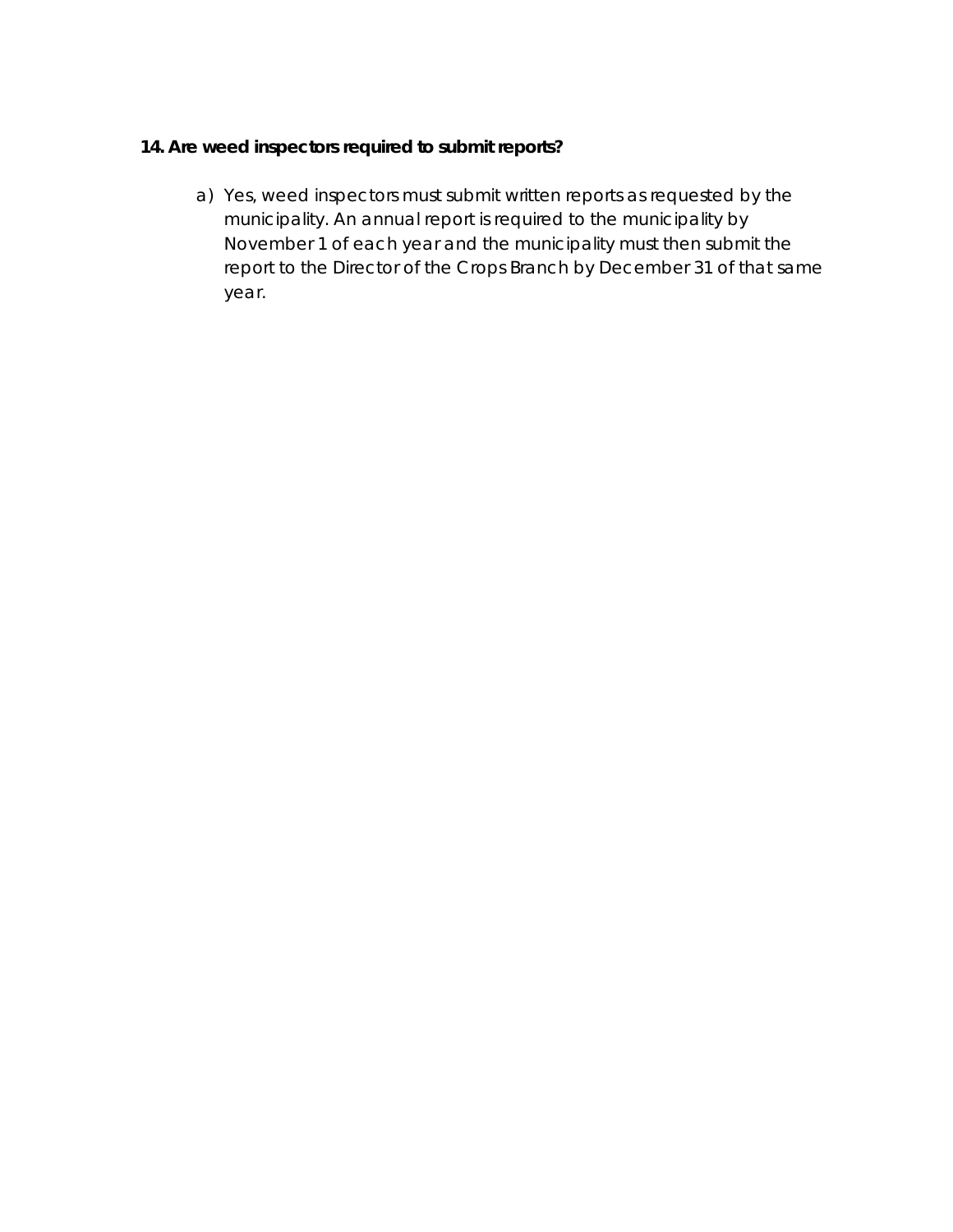**14. Are weed inspectors required to submit reports?**

a) Yes, weed inspectors must submit written reports as requested by the municipality. An annual report is required to the municipality by November 1 of each year and the municipality must then submit the report to the Director of the Crops Branch by December 31 of that same year.